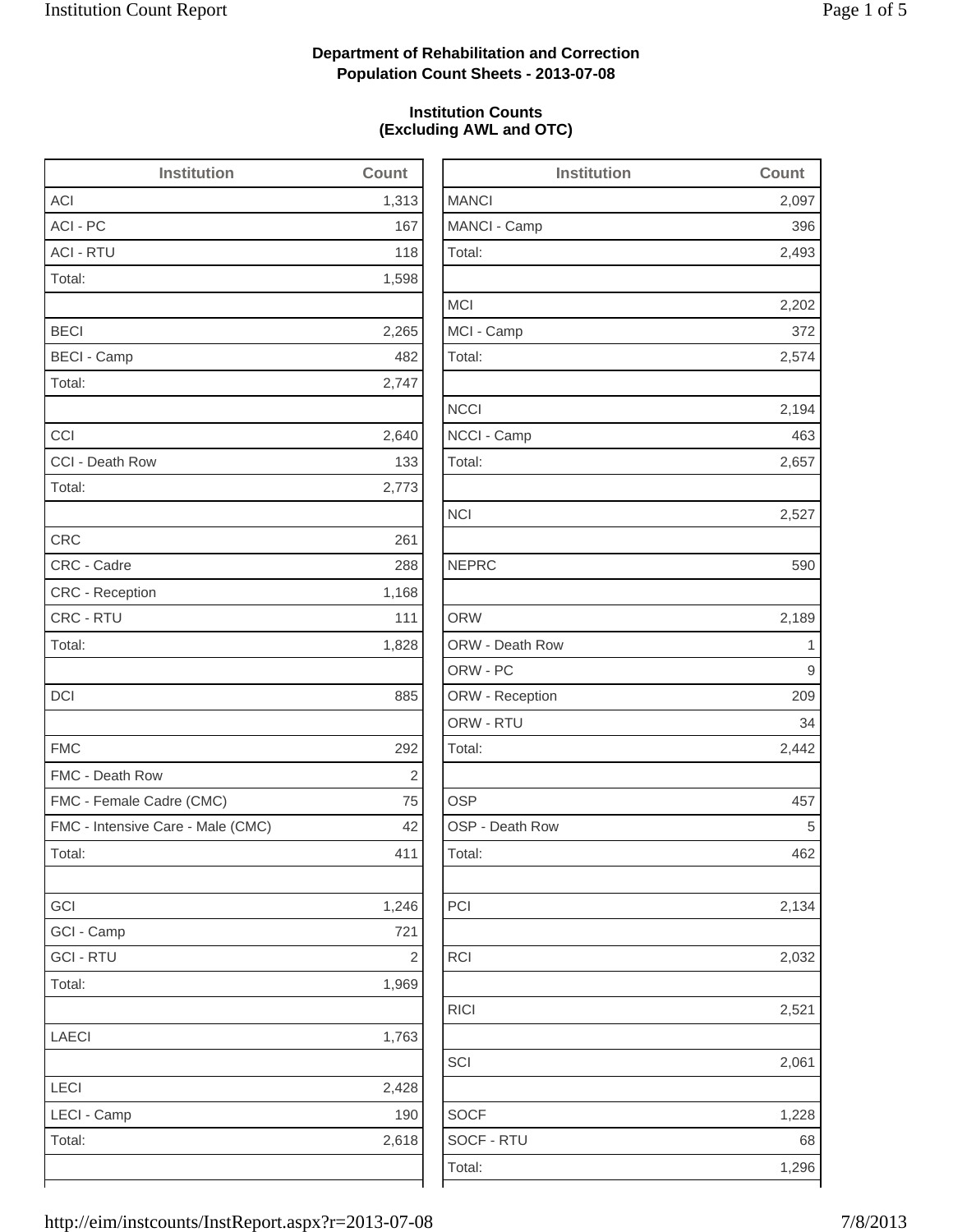**Department of Rehabilitation and Correction**
**Population Count Sheets - 2013-07-08**

**Institution Counts**
**(Excluding AWL and OTC)**

| Institution | Count |
|---|---|
| ACI | 1,313 |
| ACI - PC | 167 |
| ACI - RTU | 118 |
| Total: | 1,598 |
| | |
| BECI | 2,265 |
| BECI - Camp | 482 |
| Total: | 2,747 |
| | |
| CCI | 2,640 |
| CCI - Death Row | 133 |
| Total: | 2,773 |
| | |
| CRC | 261 |
| CRC - Cadre | 288 |
| CRC - Reception | 1,168 |
| CRC - RTU | 111 |
| Total: | 1,828 |
| | |
| DCI | 885 |
| | |
| FMC | 292 |
| FMC - Death Row | 2 |
| FMC - Female Cadre (CMC) | 75 |
| FMC - Intensive Care - Male (CMC) | 42 |
| Total: | 411 |
| | |
| GCI | 1,246 |
| GCI - Camp | 721 |
| GCI - RTU | 2 |
| Total: | 1,969 |
| | |
| LAECI | 1,763 |
| | |
| LECI | 2,428 |
| LECI - Camp | 190 |
| Total: | 2,618 |

| Institution | Count |
|---|---|
| MANCI | 2,097 |
| MANCI - Camp | 396 |
| Total: | 2,493 |
| | |
| MCI | 2,202 |
| MCI - Camp | 372 |
| Total: | 2,574 |
| | |
| NCCI | 2,194 |
| NCCI - Camp | 463 |
| Total: | 2,657 |
| | |
| NCI | 2,527 |
| | |
| NEPRC | 590 |
| | |
| ORW | 2,189 |
| ORW - Death Row | 1 |
| ORW - PC | 9 |
| ORW - Reception | 209 |
| ORW - RTU | 34 |
| Total: | 2,442 |
| | |
| OSP | 457 |
| OSP - Death Row | 5 |
| Total: | 462 |
| | |
| PCI | 2,134 |
| | |
| RCI | 2,032 |
| | |
| RICI | 2,521 |
| | |
| SCI | 2,061 |
| | |
| SOCF | 1,228 |
| SOCF - RTU | 68 |
| Total: | 1,296 |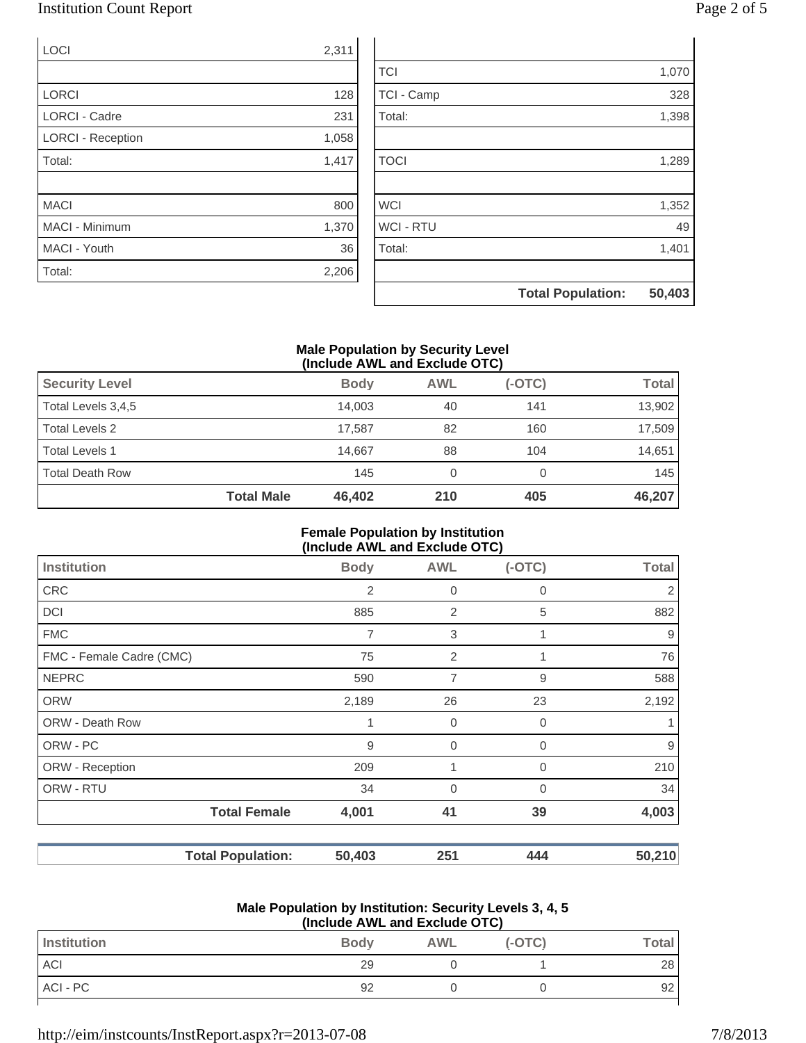| | |
|---|---|
| LOCI | 2,311 |
| | |
| LORCI | 128 |
| LORCI - Cadre | 231 |
| LORCI - Reception | 1,058 |
| Total: | 1,417 |
| | |
| MACI | 800 |
| MACI - Minimum | 1,370 |
| MACI - Youth | 36 |
| Total: | 2,206 |

| | |
|---|---|
| | |
| TCI | 1,070 |
| TCI - Camp | 328 |
| Total: | 1,398 |
| | |
| TOCI | 1,289 |
| | |
| WCI | 1,352 |
| WCI - RTU | 49 |
| Total: | 1,401 |
| | |
| **Total Population:** | **50,403** |

### Male Population by Security Level (Include AWL and Exclude OTC)

| Security Level | | Body | AWL | (-OTC) | Total |
|---|---|---|---|---|---|
| Total Levels 3,4,5 | | 14,003 | 40 | 141 | 13,902 |
| Total Levels 2 | | 17,587 | 82 | 160 | 17,509 |
| Total Levels 1 | | 14,667 | 88 | 104 | 14,651 |
| Total Death Row | | 145 | 0 | 0 | 145 |
| | **Total Male** | **46,402** | **210** | **405** | **46,207** |

### Female Population by Institution (Include AWL and Exclude OTC)

| Institution | | Body | AWL | (-OTC) | Total |
|---|---|---|---|---|---|
| CRC | | 2 | 0 | 0 | 2 |
| DCI | | 885 | 2 | 5 | 882 |
| FMC | | 7 | 3 | 1 | 9 |
| FMC - Female Cadre (CMC) | | 75 | 2 | 1 | 76 |
| NEPRC | | 590 | 7 | 9 | 588 |
| ORW | | 2,189 | 26 | 23 | 2,192 |
| ORW - Death Row | | 1 | 0 | 0 | 1 |
| ORW - PC | | 9 | 0 | 0 | 9 |
| ORW - Reception | | 209 | 1 | 0 | 210 |
| ORW - RTU | | 34 | 0 | 0 | 34 |
| | **Total Female** | **4,001** | **41** | **39** | **4,003** |

| | | | | |
|---|---|---|---|---|
| **Total Population:** | **50,403** | **251** | **444** | **50,210** |

### Male Population by Institution: Security Levels 3, 4, 5 (Include AWL and Exclude OTC)

| Institution | Body | AWL | (-OTC) | Total |
|---|---|---|---|---|
| ACI | 29 | 0 | 1 | 28 |
| ACI - PC | 92 | 0 | 0 | 92 |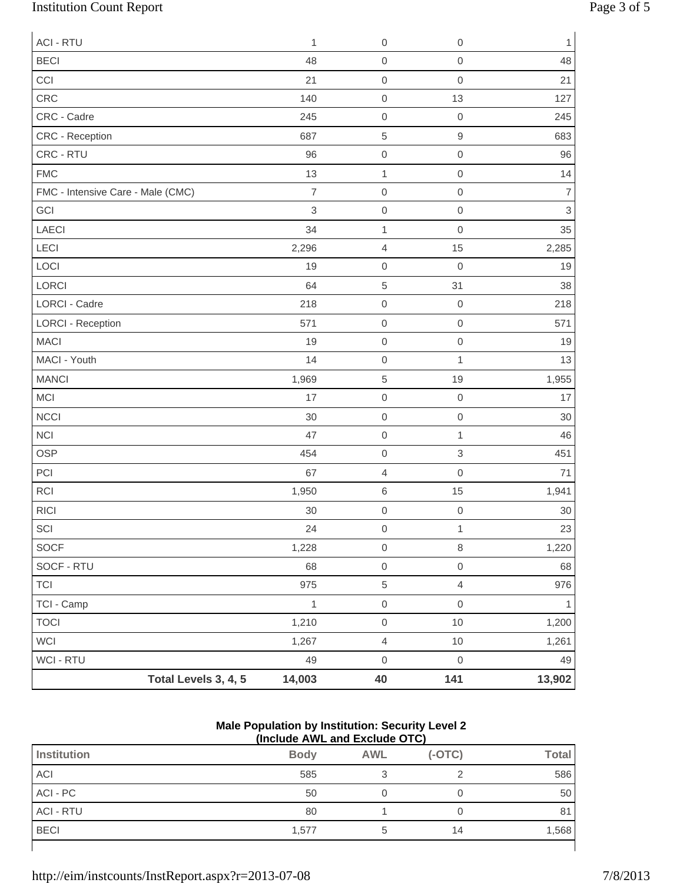| | | | | |
|---|---|---|---|---|
| ACI - RTU | 1 | 0 | 0 | 1 |
| BECI | 48 | 0 | 0 | 48 |
| CCI | 21 | 0 | 0 | 21 |
| CRC | 140 | 0 | 13 | 127 |
| CRC - Cadre | 245 | 0 | 0 | 245 |
| CRC - Reception | 687 | 5 | 9 | 683 |
| CRC - RTU | 96 | 0 | 0 | 96 |
| FMC | 13 | 1 | 0 | 14 |
| FMC - Intensive Care - Male (CMC) | 7 | 0 | 0 | 7 |
| GCI | 3 | 0 | 0 | 3 |
| LAECI | 34 | 1 | 0 | 35 |
| LECI | 2,296 | 4 | 15 | 2,285 |
| LOCI | 19 | 0 | 0 | 19 |
| LORCI | 64 | 5 | 31 | 38 |
| LORCI - Cadre | 218 | 0 | 0 | 218 |
| LORCI - Reception | 571 | 0 | 0 | 571 |
| MACI | 19 | 0 | 0 | 19 |
| MACI - Youth | 14 | 0 | 1 | 13 |
| MANCI | 1,969 | 5 | 19 | 1,955 |
| MCI | 17 | 0 | 0 | 17 |
| NCCI | 30 | 0 | 0 | 30 |
| NCI | 47 | 0 | 1 | 46 |
| OSP | 454 | 0 | 3 | 451 |
| PCI | 67 | 4 | 0 | 71 |
| RCI | 1,950 | 6 | 15 | 1,941 |
| RICI | 30 | 0 | 0 | 30 |
| SCI | 24 | 0 | 1 | 23 |
| SOCF | 1,228 | 0 | 8 | 1,220 |
| SOCF - RTU | 68 | 0 | 0 | 68 |
| TCI | 975 | 5 | 4 | 976 |
| TCI - Camp | 1 | 0 | 0 | 1 |
| TOCI | 1,210 | 0 | 10 | 1,200 |
| WCI | 1,267 | 4 | 10 | 1,261 |
| WCI - RTU | 49 | 0 | 0 | 49 |
| **Total Levels 3, 4, 5** | **14,003** | **40** | **141** | **13,902** |

**Male Population by Institution: Security Level 2**
**(Include AWL and Exclude OTC)**

| Institution | Body | AWL | (-OTC) | Total |
|---|---|---|---|---|
| ACI | 585 | 3 | 2 | 586 |
| ACI - PC | 50 | 0 | 0 | 50 |
| ACI - RTU | 80 | 1 | 0 | 81 |
| BECI | 1,577 | 5 | 14 | 1,568 |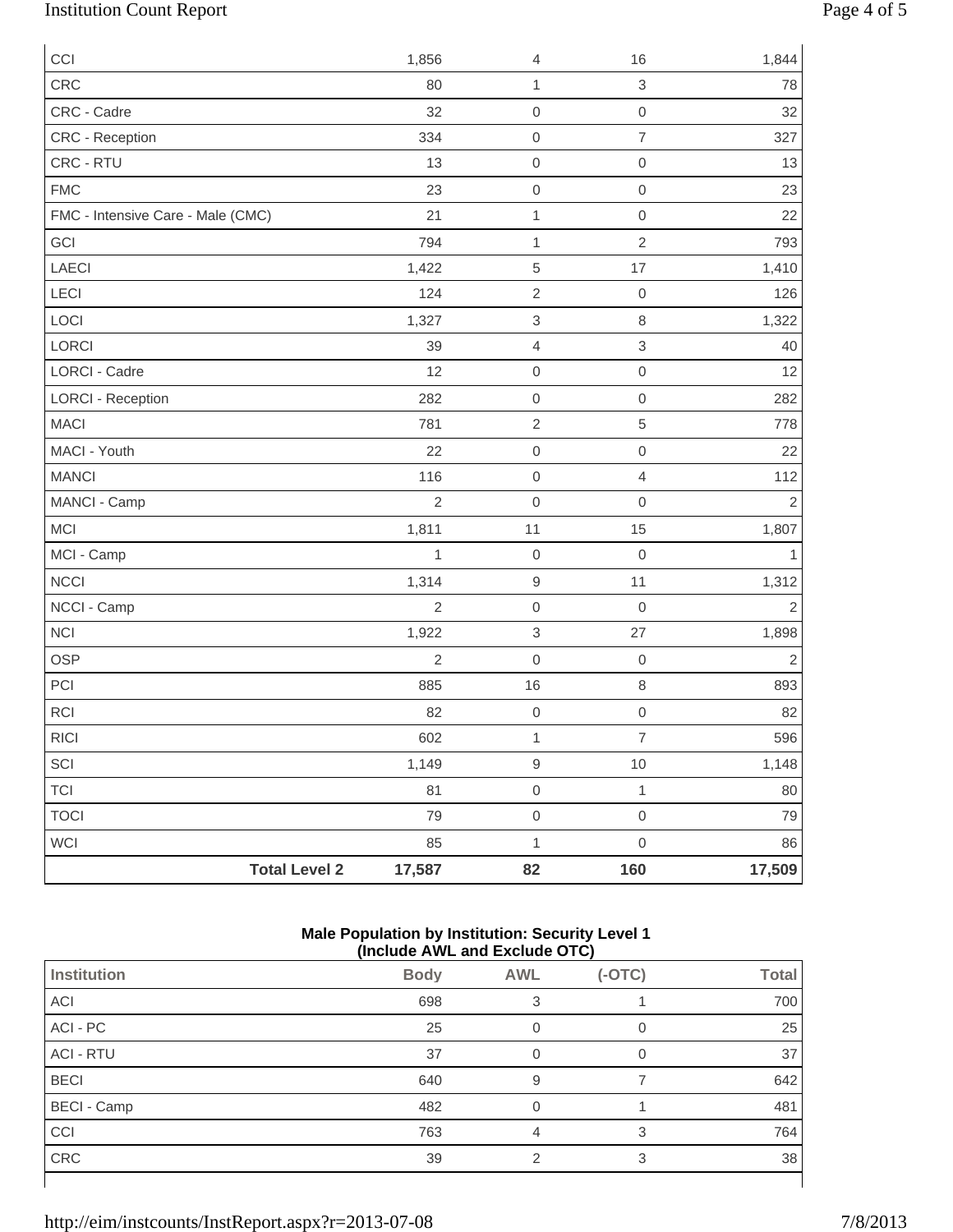| | Body | AWL | (-OTC) | Total |
|---|---|---|---|---|
| CCI | 1,856 | 4 | 16 | 1,844 |
| CRC | 80 | 1 | 3 | 78 |
| CRC - Cadre | 32 | 0 | 0 | 32 |
| CRC - Reception | 334 | 0 | 7 | 327 |
| CRC - RTU | 13 | 0 | 0 | 13 |
| FMC | 23 | 0 | 0 | 23 |
| FMC - Intensive Care - Male (CMC) | 21 | 1 | 0 | 22 |
| GCI | 794 | 1 | 2 | 793 |
| LAECI | 1,422 | 5 | 17 | 1,410 |
| LECI | 124 | 2 | 0 | 126 |
| LOCI | 1,327 | 3 | 8 | 1,322 |
| LORCI | 39 | 4 | 3 | 40 |
| LORCI - Cadre | 12 | 0 | 0 | 12 |
| LORCI - Reception | 282 | 0 | 0 | 282 |
| MACI | 781 | 2 | 5 | 778 |
| MACI - Youth | 22 | 0 | 0 | 22 |
| MANCI | 116 | 0 | 4 | 112 |
| MANCI - Camp | 2 | 0 | 0 | 2 |
| MCI | 1,811 | 11 | 15 | 1,807 |
| MCI - Camp | 1 | 0 | 0 | 1 |
| NCCI | 1,314 | 9 | 11 | 1,312 |
| NCCI - Camp | 2 | 0 | 0 | 2 |
| NCI | 1,922 | 3 | 27 | 1,898 |
| OSP | 2 | 0 | 0 | 2 |
| PCI | 885 | 16 | 8 | 893 |
| RCI | 82 | 0 | 0 | 82 |
| RICI | 602 | 1 | 7 | 596 |
| SCI | 1,149 | 9 | 10 | 1,148 |
| TCI | 81 | 0 | 1 | 80 |
| TOCI | 79 | 0 | 0 | 79 |
| WCI | 85 | 1 | 0 | 86 |
| **Total Level 2** | **17,587** | **82** | **160** | **17,509** |

**Male Population by Institution: Security Level 1 (Include AWL and Exclude OTC)**

| Institution | Body | AWL | (-OTC) | Total |
|---|---|---|---|---|
| ACI | 698 | 3 | 1 | 700 |
| ACI - PC | 25 | 0 | 0 | 25 |
| ACI - RTU | 37 | 0 | 0 | 37 |
| BECI | 640 | 9 | 7 | 642 |
| BECI - Camp | 482 | 0 | 1 | 481 |
| CCI | 763 | 4 | 3 | 764 |
| CRC | 39 | 2 | 3 | 38 |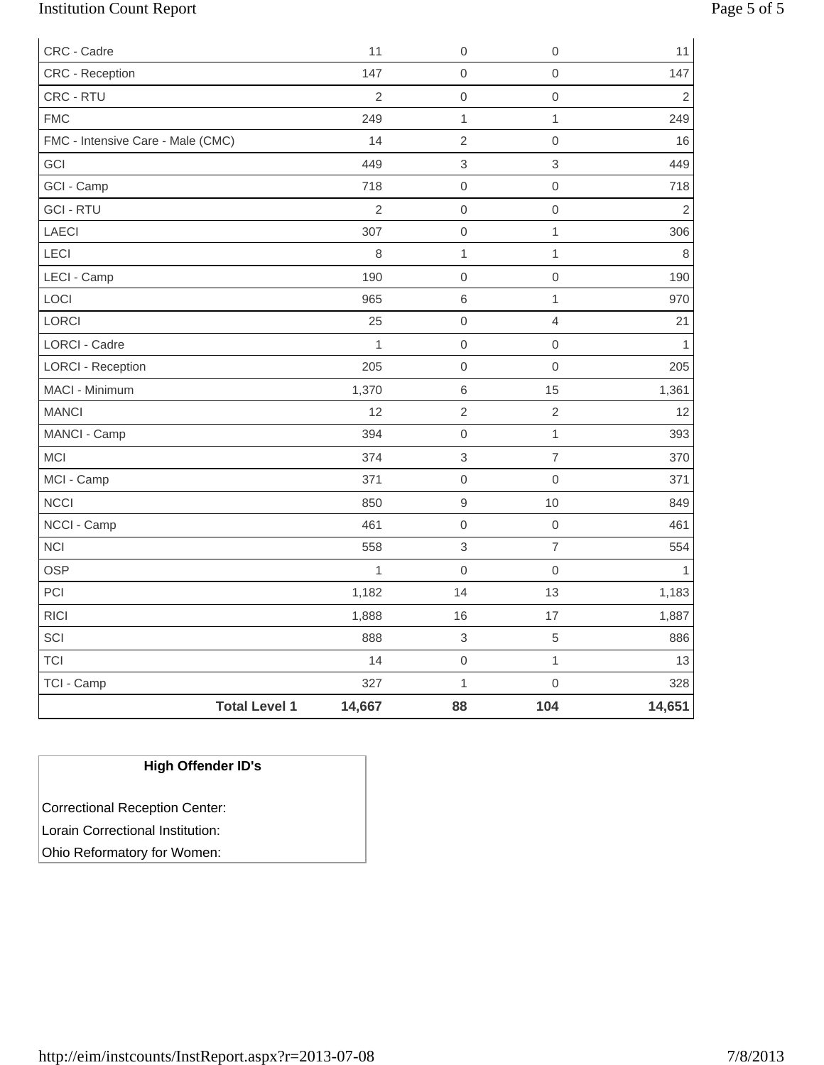| | | | | |
|---|---|---|---|---|
| CRC - Cadre | 11 | 0 | 0 | 11 |
| CRC - Reception | 147 | 0 | 0 | 147 |
| CRC - RTU | 2 | 0 | 0 | 2 |
| FMC | 249 | 1 | 1 | 249 |
| FMC - Intensive Care - Male (CMC) | 14 | 2 | 0 | 16 |
| GCI | 449 | 3 | 3 | 449 |
| GCI - Camp | 718 | 0 | 0 | 718 |
| GCI - RTU | 2 | 0 | 0 | 2 |
| LAECI | 307 | 0 | 1 | 306 |
| LECI | 8 | 1 | 1 | 8 |
| LECI - Camp | 190 | 0 | 0 | 190 |
| LOCI | 965 | 6 | 1 | 970 |
| LORCI | 25 | 0 | 4 | 21 |
| LORCI - Cadre | 1 | 0 | 0 | 1 |
| LORCI - Reception | 205 | 0 | 0 | 205 |
| MACI - Minimum | 1,370 | 6 | 15 | 1,361 |
| MANCI | 12 | 2 | 2 | 12 |
| MANCI - Camp | 394 | 0 | 1 | 393 |
| MCI | 374 | 3 | 7 | 370 |
| MCI - Camp | 371 | 0 | 0 | 371 |
| NCCI | 850 | 9 | 10 | 849 |
| NCCI - Camp | 461 | 0 | 0 | 461 |
| NCI | 558 | 3 | 7 | 554 |
| OSP | 1 | 0 | 0 | 1 |
| PCI | 1,182 | 14 | 13 | 1,183 |
| RICI | 1,888 | 16 | 17 | 1,887 |
| SCI | 888 | 3 | 5 | 886 |
| TCI | 14 | 0 | 1 | 13 |
| TCI - Camp | 327 | 1 | 0 | 328 |
| **Total Level 1** | **14,667** | **88** | **104** | **14,651** |

**High Offender ID's**

Correctional Reception Center:

Lorain Correctional Institution:

Ohio Reformatory for Women: